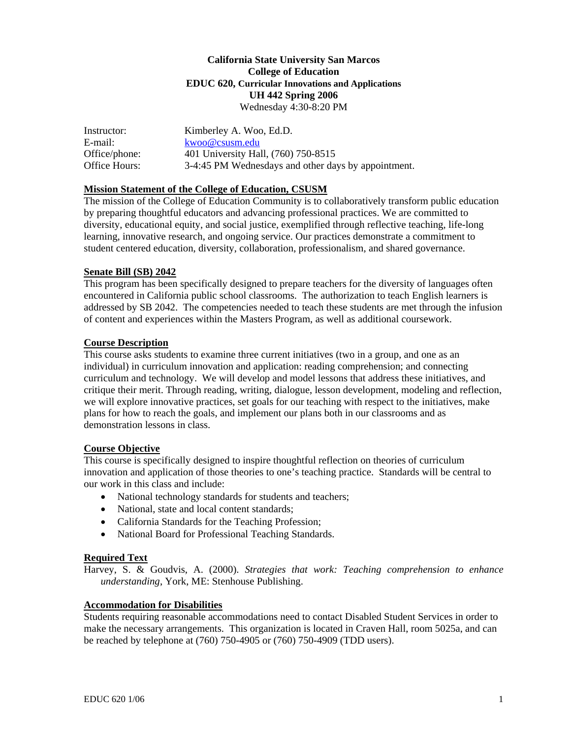**California State University San Marcos**
**College of Education**
**EDUC 620, Curricular Innovations and Applications**
**UH 442 Spring 2006**
Wednesday 4:30-8:20 PM

| | |
|---|---|
| Instructor: | Kimberley A. Woo, Ed.D. |
| E-mail: | kwoo@csusm.edu |
| Office/phone: | 401 University Hall, (760) 750-8515 |
| Office Hours: | 3-4:45 PM Wednesdays and other days by appointment. |

## Mission Statement of the College of Education, CSUSM

The mission of the College of Education Community is to collaboratively transform public education by preparing thoughtful educators and advancing professional practices. We are committed to diversity, educational equity, and social justice, exemplified through reflective teaching, life-long learning, innovative research, and ongoing service. Our practices demonstrate a commitment to student centered education, diversity, collaboration, professionalism, and shared governance.

## Senate Bill (SB) 2042

This program has been specifically designed to prepare teachers for the diversity of languages often encountered in California public school classrooms. The authorization to teach English learners is addressed by SB 2042. The competencies needed to teach these students are met through the infusion of content and experiences within the Masters Program, as well as additional coursework.

## Course Description

This course asks students to examine three current initiatives (two in a group, and one as an individual) in curriculum innovation and application: reading comprehension; and connecting curriculum and technology. We will develop and model lessons that address these initiatives, and critique their merit. Through reading, writing, dialogue, lesson development, modeling and reflection, we will explore innovative practices, set goals for our teaching with respect to the initiatives, make plans for how to reach the goals, and implement our plans both in our classrooms and as demonstration lessons in class.

## Course Objective

This course is specifically designed to inspire thoughtful reflection on theories of curriculum innovation and application of those theories to one's teaching practice. Standards will be central to our work in this class and include:

- National technology standards for students and teachers;
- National, state and local content standards;
- California Standards for the Teaching Profession;
- National Board for Professional Teaching Standards.

## Required Text

Harvey, S. & Goudvis, A. (2000). *Strategies that work: Teaching comprehension to enhance understanding*, York, ME: Stenhouse Publishing.

## Accommodation for Disabilities

Students requiring reasonable accommodations need to contact Disabled Student Services in order to make the necessary arrangements. This organization is located in Craven Hall, room 5025a, and can be reached by telephone at (760) 750-4905 or (760) 750-4909 (TDD users).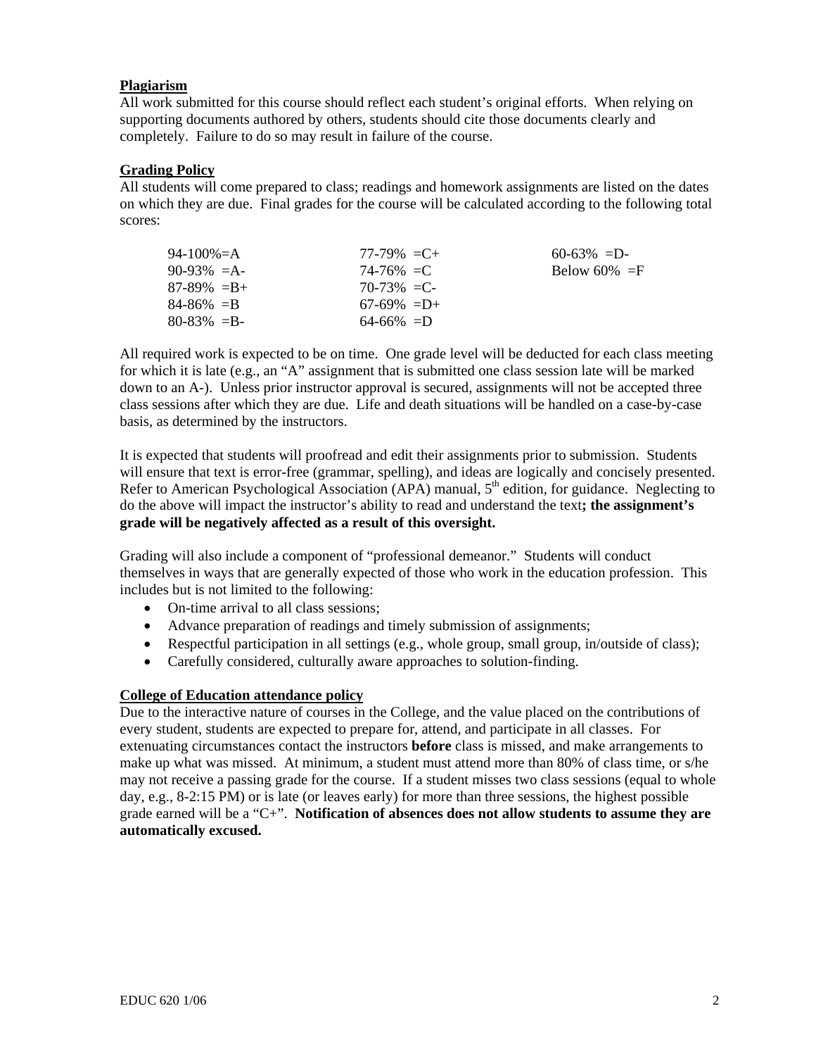**Plagiarism**

All work submitted for this course should reflect each student's original efforts. When relying on supporting documents authored by others, students should cite those documents clearly and completely. Failure to do so may result in failure of the course.

**Grading Policy**

All students will come prepared to class; readings and homework assignments are listed on the dates on which they are due. Final grades for the course will be calculated according to the following total scores:

| | | |
|---|---|---|
| 94-100%=A | 77-79% =C+ | 60-63% =D- |
| 90-93% =A- | 74-76% =C | Below 60% =F |
| 87-89% =B+ | 70-73% =C- | |
| 84-86% =B | 67-69% =D+ | |
| 80-83% =B- | 64-66% =D | |

All required work is expected to be on time. One grade level will be deducted for each class meeting for which it is late (e.g., an "A" assignment that is submitted one class session late will be marked down to an A-). Unless prior instructor approval is secured, assignments will not be accepted three class sessions after which they are due. Life and death situations will be handled on a case-by-case basis, as determined by the instructors.

It is expected that students will proofread and edit their assignments prior to submission. Students will ensure that text is error-free (grammar, spelling), and ideas are logically and concisely presented. Refer to American Psychological Association (APA) manual, 5th edition, for guidance. Neglecting to do the above will impact the instructor's ability to read and understand the text**; the assignment's grade will be negatively affected as a result of this oversight.**

Grading will also include a component of "professional demeanor." Students will conduct themselves in ways that are generally expected of those who work in the education profession. This includes but is not limited to the following:

- On-time arrival to all class sessions;
- Advance preparation of readings and timely submission of assignments;
- Respectful participation in all settings (e.g., whole group, small group, in/outside of class);
- Carefully considered, culturally aware approaches to solution-finding.

**College of Education attendance policy**

Due to the interactive nature of courses in the College, and the value placed on the contributions of every student, students are expected to prepare for, attend, and participate in all classes. For extenuating circumstances contact the instructors **before** class is missed, and make arrangements to make up what was missed. At minimum, a student must attend more than 80% of class time, or s/he may not receive a passing grade for the course. If a student misses two class sessions (equal to whole day, e.g., 8-2:15 PM) or is late (or leaves early) for more than three sessions, the highest possible grade earned will be a "C+". **Notification of absences does not allow students to assume they are automatically excused.**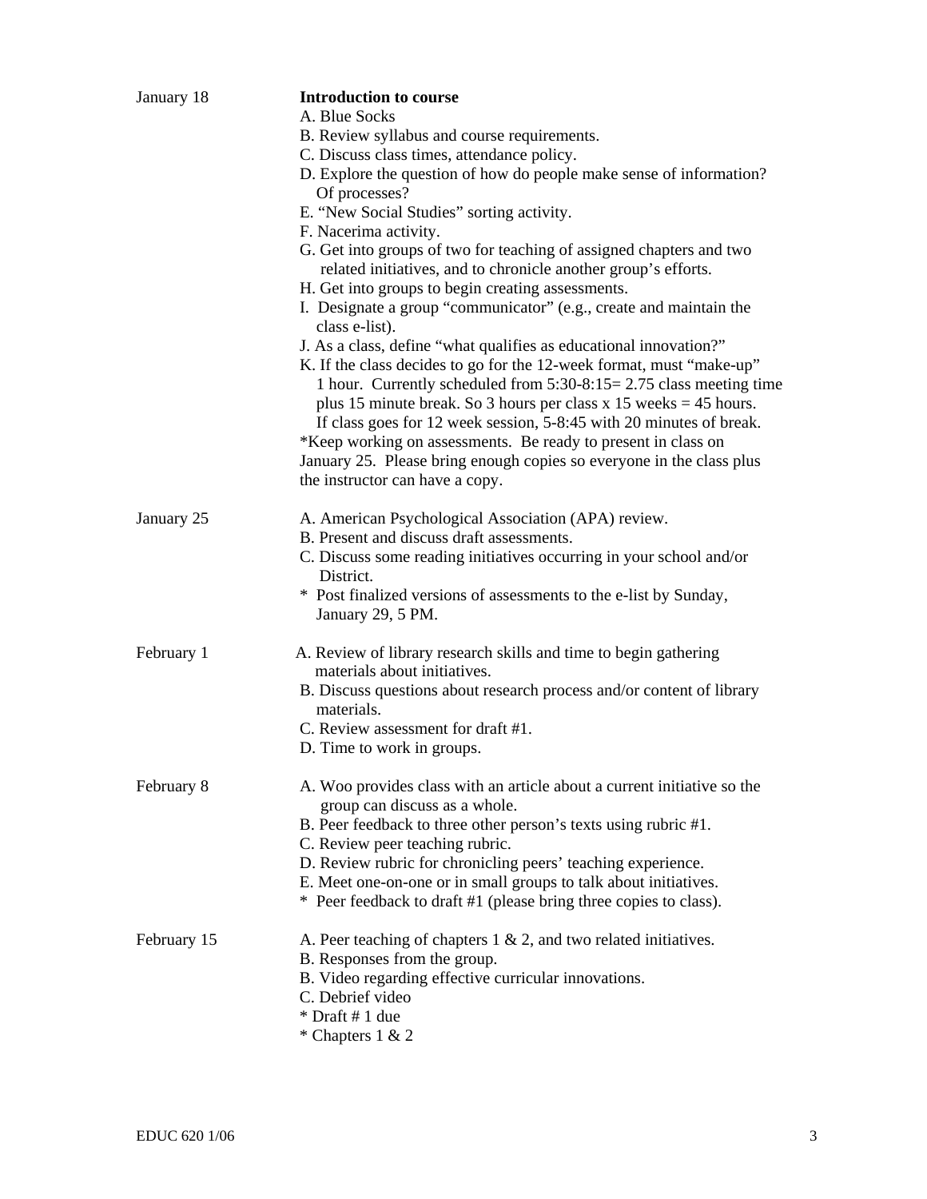| | |
|---|---|
| January 18 | **Introduction to course**<br>A. Blue Socks<br>B. Review syllabus and course requirements.<br>C. Discuss class times, attendance policy.<br>D. Explore the question of how do people make sense of information? Of processes?<br>E. "New Social Studies" sorting activity.<br>F. Nacerima activity.<br>G. Get into groups of two for teaching of assigned chapters and two related initiatives, and to chronicle another group's efforts.<br>H. Get into groups to begin creating assessments.<br>I. Designate a group "communicator" (e.g., create and maintain the class e-list).<br>J. As a class, define "what qualifies as educational innovation?"<br>K. If the class decides to go for the 12-week format, must "make-up" 1 hour. Currently scheduled from 5:30-8:15= 2.75 class meeting time plus 15 minute break. So 3 hours per class x 15 weeks = 45 hours. If class goes for 12 week session, 5-8:45 with 20 minutes of break.<br>*Keep working on assessments. Be ready to present in class on January 25. Please bring enough copies so everyone in the class plus the instructor can have a copy. |
| January 25 | A. American Psychological Association (APA) review.<br>B. Present and discuss draft assessments.<br>C. Discuss some reading initiatives occurring in your school and/or District.<br>* Post finalized versions of assessments to the e-list by Sunday, January 29, 5 PM. |
| February 1 | A. Review of library research skills and time to begin gathering materials about initiatives.<br>B. Discuss questions about research process and/or content of library materials.<br>C. Review assessment for draft #1.<br>D. Time to work in groups. |
| February 8 | A. Woo provides class with an article about a current initiative so the group can discuss as a whole.<br>B. Peer feedback to three other person's texts using rubric #1.<br>C. Review peer teaching rubric.<br>D. Review rubric for chronicling peers' teaching experience.<br>E. Meet one-on-one or in small groups to talk about initiatives.<br>* Peer feedback to draft #1 (please bring three copies to class). |
| February 15 | A. Peer teaching of chapters 1 & 2, and two related initiatives.<br>B. Responses from the group.<br>B. Video regarding effective curricular innovations.<br>C. Debrief video<br>* Draft # 1 due<br>* Chapters 1 & 2 |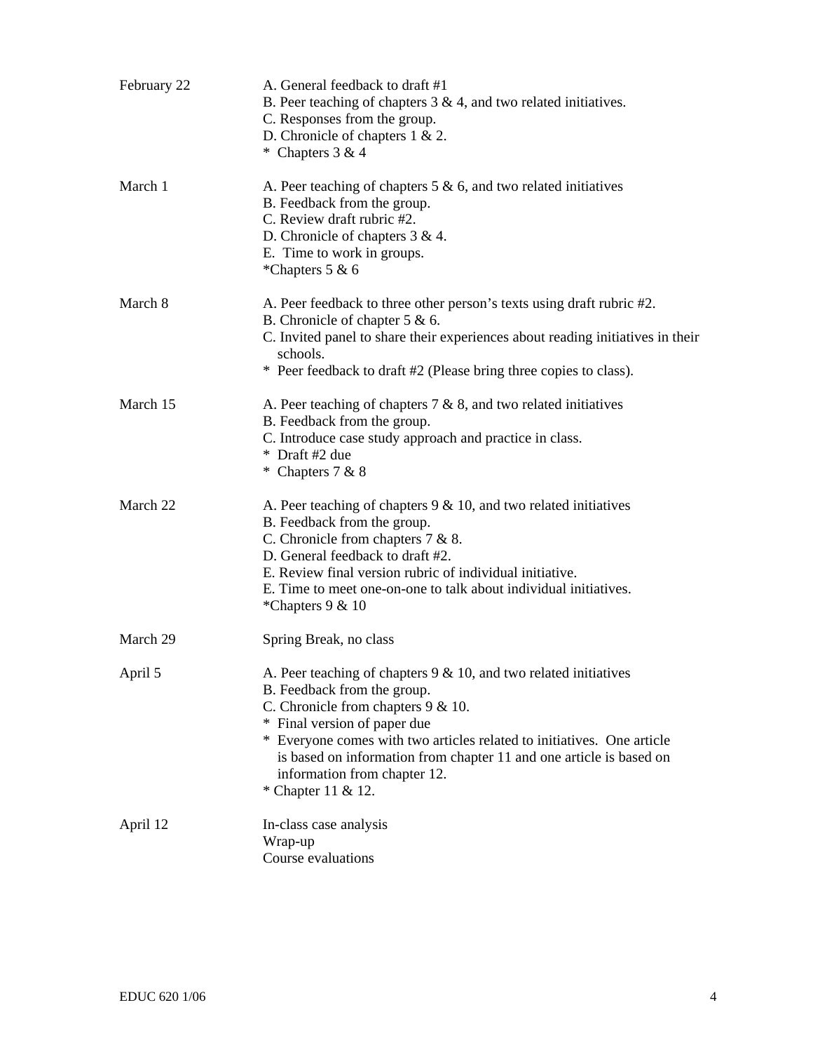| | |
|---|---|
| February 22 | A. General feedback to draft #1<br>B. Peer teaching of chapters 3 & 4, and two related initiatives.<br>C. Responses from the group.<br>D. Chronicle of chapters 1 & 2.<br>* Chapters 3 & 4 |
| March 1 | A. Peer teaching of chapters 5 & 6, and two related initiatives<br>B. Feedback from the group.<br>C. Review draft rubric #2.<br>D. Chronicle of chapters 3 & 4.<br>E. Time to work in groups.<br>*Chapters 5 & 6 |
| March 8 | A. Peer feedback to three other person's texts using draft rubric #2.<br>B. Chronicle of chapter 5 & 6.<br>C. Invited panel to share their experiences about reading initiatives in their schools.<br>* Peer feedback to draft #2 (Please bring three copies to class). |
| March 15 | A. Peer teaching of chapters 7 & 8, and two related initiatives<br>B. Feedback from the group.<br>C. Introduce case study approach and practice in class.<br>* Draft #2 due<br>* Chapters 7 & 8 |
| March 22 | A. Peer teaching of chapters 9 & 10, and two related initiatives<br>B. Feedback from the group.<br>C. Chronicle from chapters 7 & 8.<br>D. General feedback to draft #2.<br>E. Review final version rubric of individual initiative.<br>E. Time to meet one-on-one to talk about individual initiatives.<br>*Chapters 9 & 10 |
| March 29 | Spring Break, no class |
| April 5 | A. Peer teaching of chapters 9 & 10, and two related initiatives<br>B. Feedback from the group.<br>C. Chronicle from chapters 9 & 10.<br>* Final version of paper due<br>* Everyone comes with two articles related to initiatives. One article is based on information from chapter 11 and one article is based on information from chapter 12.<br>* Chapter 11 & 12. |
| April 12 | In-class case analysis<br>Wrap-up<br>Course evaluations |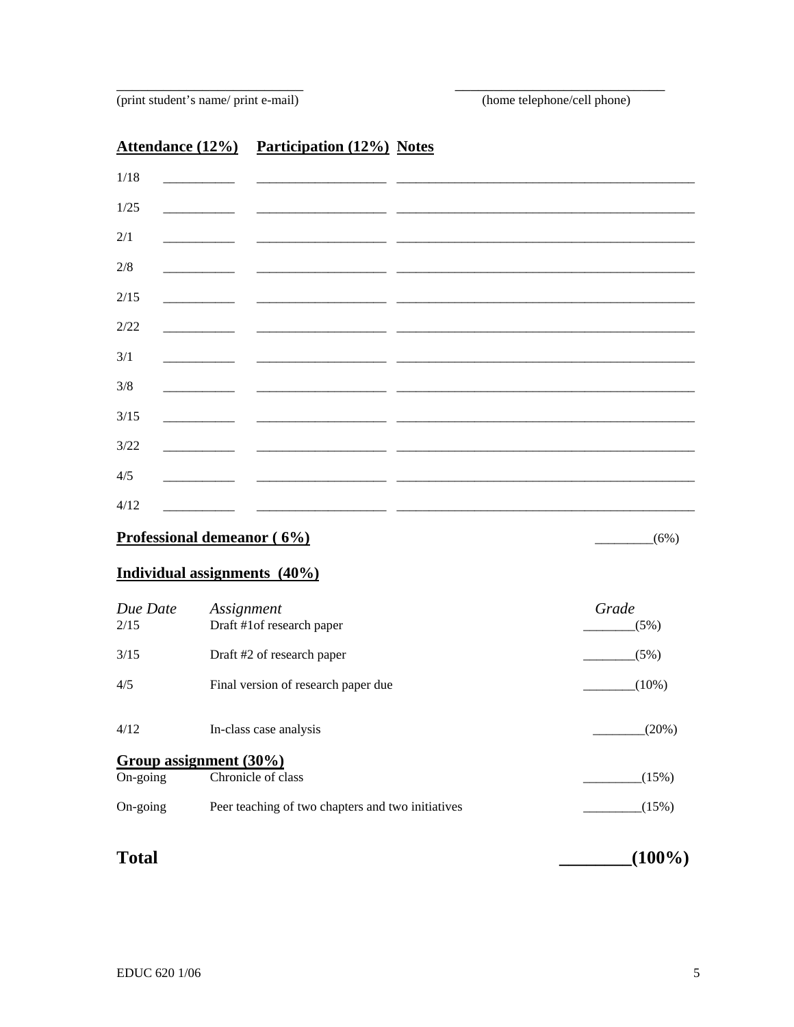\_\_\_\_\_\_\_\_\_\_\_\_\_\_\_\_\_\_\_\_\_\_\_\_\_\_\_\_ (print student's name/ print e-mail)

\_\_\_\_\_\_\_\_\_\_\_\_\_\_\_\_\_\_\_\_\_\_\_\_\_\_\_\_ (home telephone/cell phone)

| | **Attendance (12%)** | **Participation (12%)** | **Notes** |
|---|---|---|---|
| 1/18 | __________ | ___________________ | ____________________________________________ |
| 1/25 | __________ | ___________________ | ____________________________________________ |
| 2/1 | __________ | ___________________ | ____________________________________________ |
| 2/8 | __________ | ___________________ | ____________________________________________ |
| 2/15 | __________ | ___________________ | ____________________________________________ |
| 2/22 | __________ | ___________________ | ____________________________________________ |
| 3/1 | __________ | ___________________ | ____________________________________________ |
| 3/8 | __________ | ___________________ | ____________________________________________ |
| 3/15 | __________ | ___________________ | ____________________________________________ |
| 3/22 | __________ | ___________________ | ____________________________________________ |
| 4/5 | __________ | ___________________ | ____________________________________________ |
| 4/12 | __________ | ___________________ | ____________________________________________ |

**Professional demeanor ( 6%)** _________(6%)

**Individual assignments (40%)**

| *Due Date* | *Assignment* | *Grade* |
|---|---|---|
| 2/15 | Draft #1of research paper | ________(5%) |
| 3/15 | Draft #2 of research paper | ________(5%) |
| 4/5 | Final version of research paper due | ________(10%) |
| 4/12 | In-class case analysis | ________(20%) |

**Group assignment (30%)**

| | | |
|---|---|---|
| On-going | Chronicle of class | _________(15%) |
| On-going | Peer teaching of two chapters and two initiatives | _________(15%) |

**Total** **________(100%)**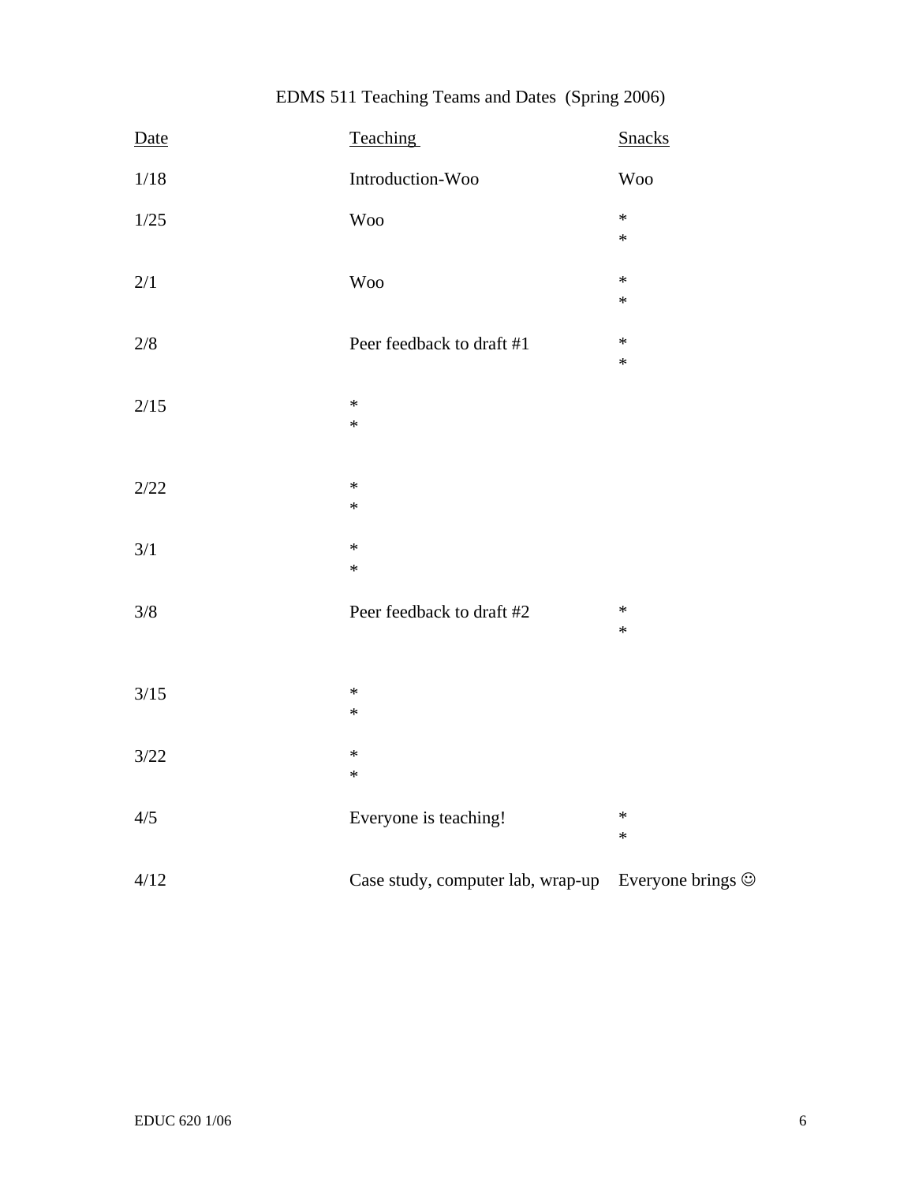EDMS 511 Teaching Teams and Dates (Spring 2006)

| Date | Teaching | Snacks |
|---|---|---|
| 1/18 | Introduction-Woo | Woo |
| 1/25 | Woo | *<br>* |
| 2/1 | Woo | *<br>* |
| 2/8 | Peer feedback to draft #1 | *<br>* |
| 2/15 | *<br>* | |
| 2/22 | *<br>* | |
| 3/1 | *<br>* | |
| 3/8 | Peer feedback to draft #2 | *<br>* |
| 3/15 | *<br>* | |
| 3/22 | *<br>* | |
| 4/5 | Everyone is teaching! | *<br>* |
| 4/12 | Case study, computer lab, wrap-up | Everyone brings ☺ |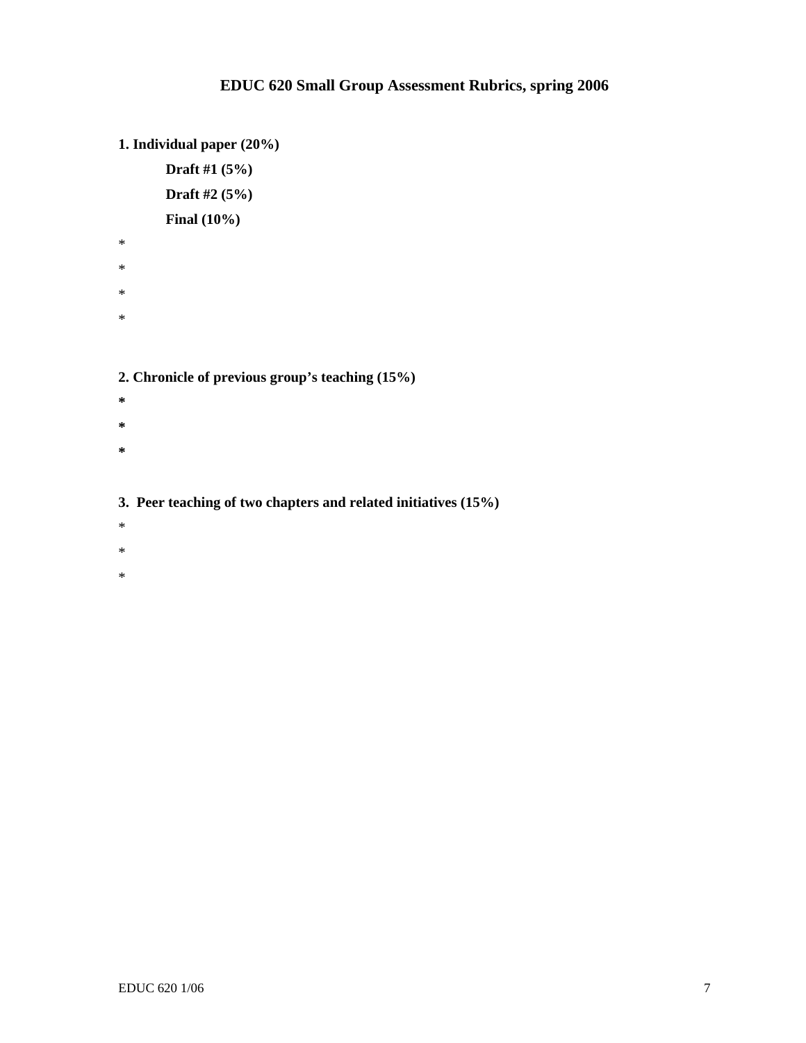# EDUC 620 Small Group Assessment Rubrics, spring 2006

**1. Individual paper (20%)**

**Draft #1 (5%)**

**Draft #2 (5%)**

**Final (10%)**

*

*

*

*

**2. Chronicle of previous group's teaching (15%)**

*

*

*

**3. Peer teaching of two chapters and related initiatives (15%)**

*

*

*